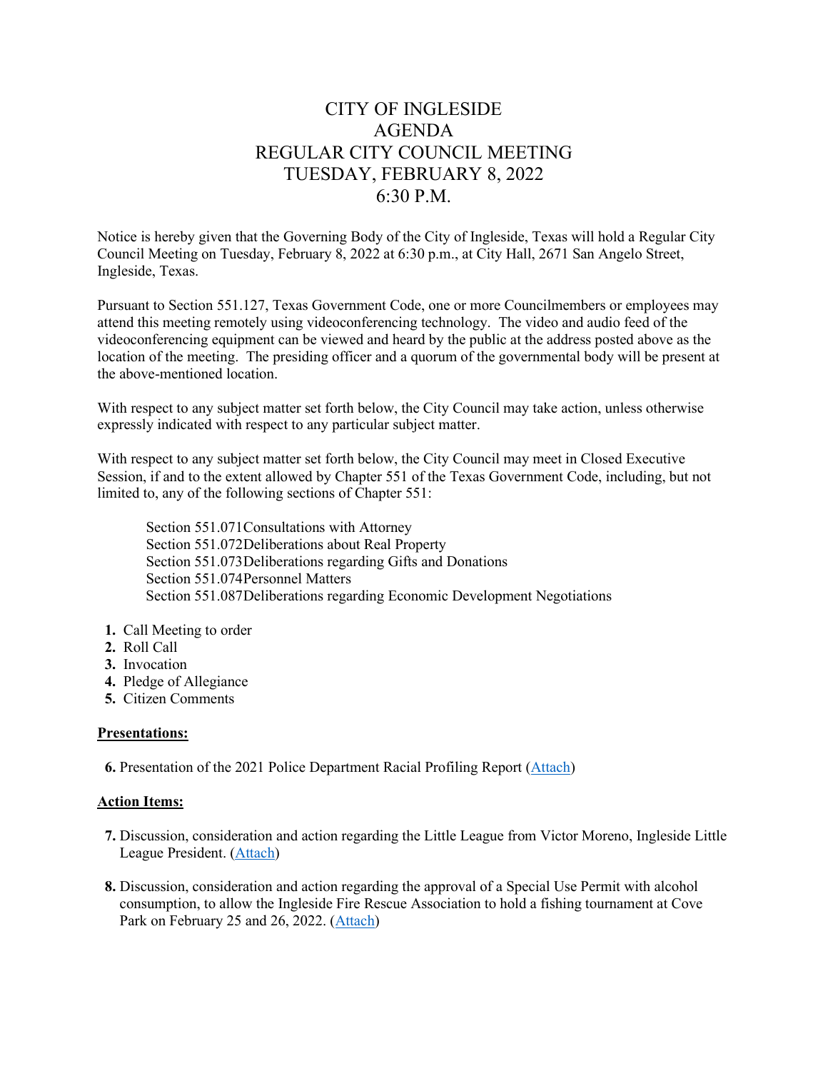# CITY OF INGLESIDE
# AGENDA
# REGULAR CITY COUNCIL MEETING
# TUESDAY, FEBRUARY 8, 2022
# 6:30 P.M.

Notice is hereby given that the Governing Body of the City of Ingleside, Texas will hold a Regular City Council Meeting on Tuesday, February 8, 2022 at 6:30 p.m., at City Hall, 2671 San Angelo Street, Ingleside, Texas.

Pursuant to Section 551.127, Texas Government Code, one or more Councilmembers or employees may attend this meeting remotely using videoconferencing technology. The video and audio feed of the videoconferencing equipment can be viewed and heard by the public at the address posted above as the location of the meeting. The presiding officer and a quorum of the governmental body will be present at the above-mentioned location.

With respect to any subject matter set forth below, the City Council may take action, unless otherwise expressly indicated with respect to any particular subject matter.

With respect to any subject matter set forth below, the City Council may meet in Closed Executive Session, if and to the extent allowed by Chapter 551 of the Texas Government Code, including, but not limited to, any of the following sections of Chapter 551:

Section 551.071 Consultations with Attorney
Section 551.072 Deliberations about Real Property
Section 551.073 Deliberations regarding Gifts and Donations
Section 551.074 Personnel Matters
Section 551.087 Deliberations regarding Economic Development Negotiations

1. Call Meeting to order
2. Roll Call
3. Invocation
4. Pledge of Allegiance
5. Citizen Comments

**Presentations:**

6. Presentation of the 2021 Police Department Racial Profiling Report (Attach)

**Action Items:**

7. Discussion, consideration and action regarding the Little League from Victor Moreno, Ingleside Little League President. (Attach)

8. Discussion, consideration and action regarding the approval of a Special Use Permit with alcohol consumption, to allow the Ingleside Fire Rescue Association to hold a fishing tournament at Cove Park on February 25 and 26, 2022. (Attach)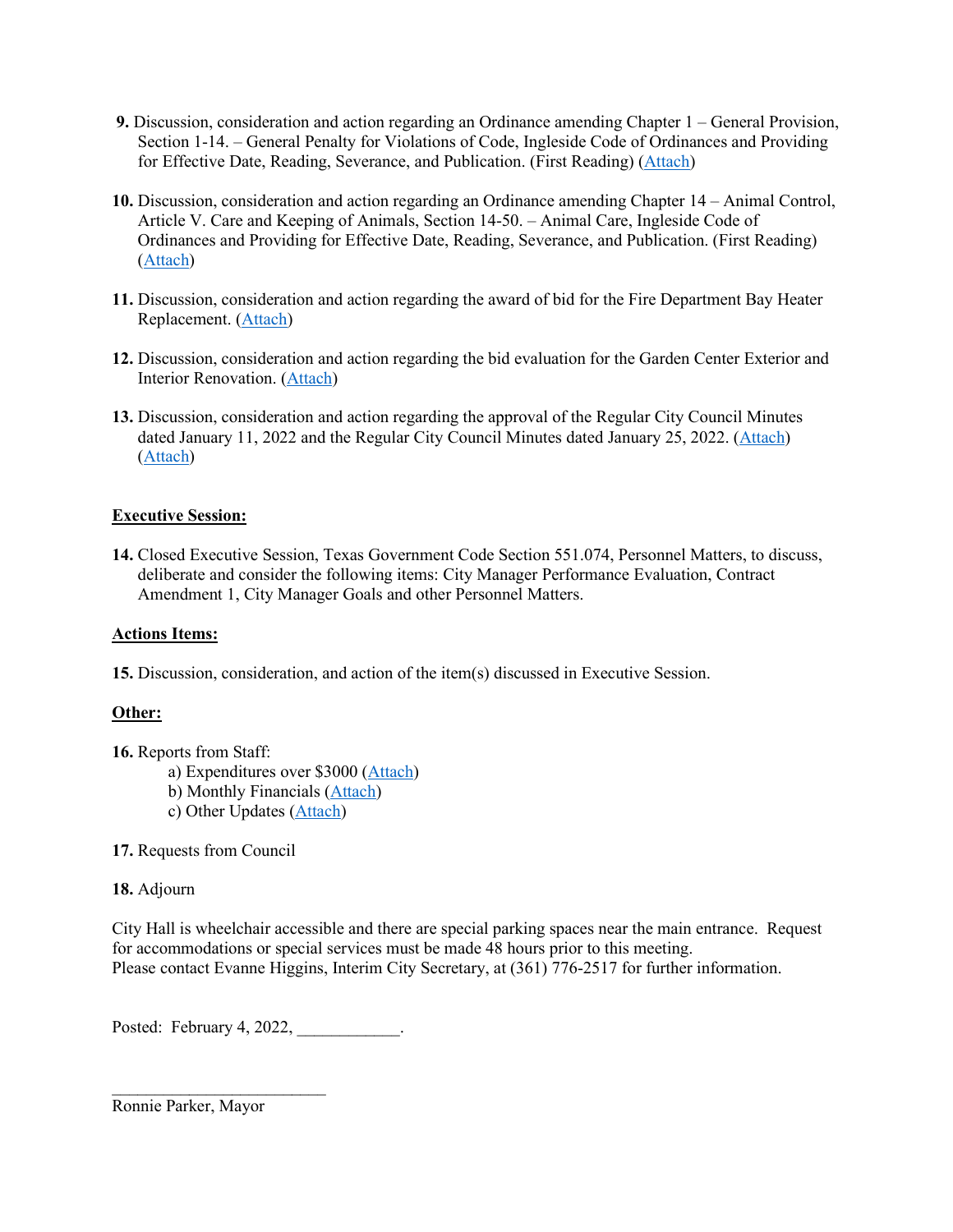9. Discussion, consideration and action regarding an Ordinance amending Chapter 1 – General Provision, Section 1-14. – General Penalty for Violations of Code, Ingleside Code of Ordinances and Providing for Effective Date, Reading, Severance, and Publication. (First Reading) (Attach)

10. Discussion, consideration and action regarding an Ordinance amending Chapter 14 – Animal Control, Article V. Care and Keeping of Animals, Section 14-50. – Animal Care, Ingleside Code of Ordinances and Providing for Effective Date, Reading, Severance, and Publication. (First Reading) (Attach)

11. Discussion, consideration and action regarding the award of bid for the Fire Department Bay Heater Replacement. (Attach)

12. Discussion, consideration and action regarding the bid evaluation for the Garden Center Exterior and Interior Renovation. (Attach)

13. Discussion, consideration and action regarding the approval of the Regular City Council Minutes dated January 11, 2022 and the Regular City Council Minutes dated January 25, 2022. (Attach) (Attach)

**Executive Session:**

14. Closed Executive Session, Texas Government Code Section 551.074, Personnel Matters, to discuss, deliberate and consider the following items: City Manager Performance Evaluation, Contract Amendment 1, City Manager Goals and other Personnel Matters.

**Actions Items:**

15. Discussion, consideration, and action of the item(s) discussed in Executive Session.

**Other:**

16. Reports from Staff:
    a) Expenditures over $3000 (Attach)
    b) Monthly Financials (Attach)
    c) Other Updates (Attach)

17. Requests from Council

18. Adjourn

City Hall is wheelchair accessible and there are special parking spaces near the main entrance. Request for accommodations or special services must be made 48 hours prior to this meeting.
Please contact Evanne Higgins, Interim City Secretary, at (361) 776-2517 for further information.

Posted: February 4, 2022, ____________.

__________________________
Ronnie Parker, Mayor